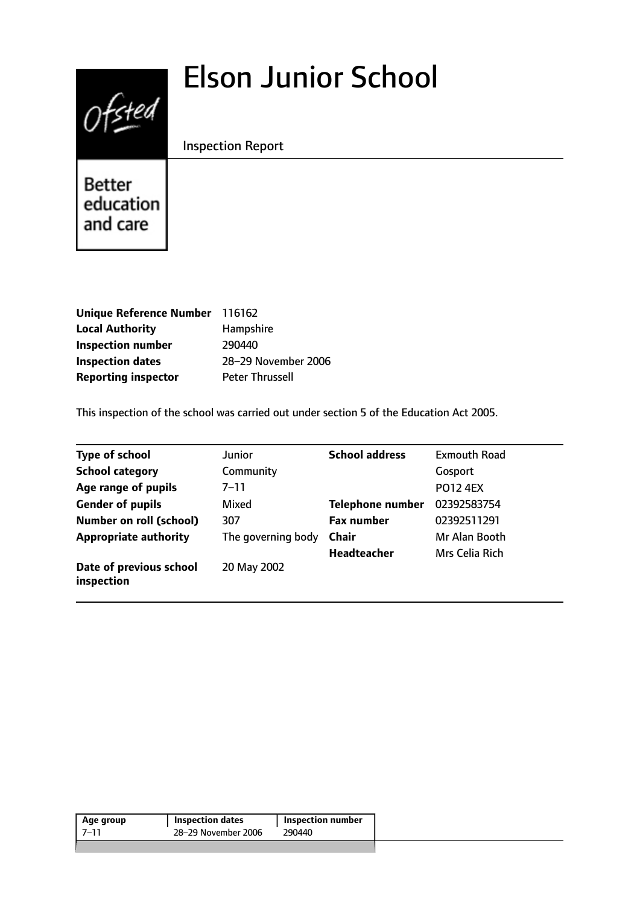# Elson Junior School

Inspection Report

Better education and care

| | |
|---|---|
| **Unique Reference Number** | 116162 |
| **Local Authority** | Hampshire |
| **Inspection number** | 290440 |
| **Inspection dates** | 28–29 November 2006 |
| **Reporting inspector** | Peter Thrussell |

This inspection of the school was carried out under section 5 of the Education Act 2005.

| | | | |
|---|---|---|---|
| **Type of school** | Junior | **School address** | Exmouth Road |
| **School category** | Community | | Gosport |
| **Age range of pupils** | 7–11 | | PO12 4EX |
| **Gender of pupils** | Mixed | **Telephone number** | 02392583754 |
| **Number on roll (school)** | 307 | **Fax number** | 02392511291 |
| **Appropriate authority** | The governing body | **Chair** | Mr Alan Booth |
| | | **Headteacher** | Mrs Celia Rich |
| **Date of previous school inspection** | 20 May 2002 | | |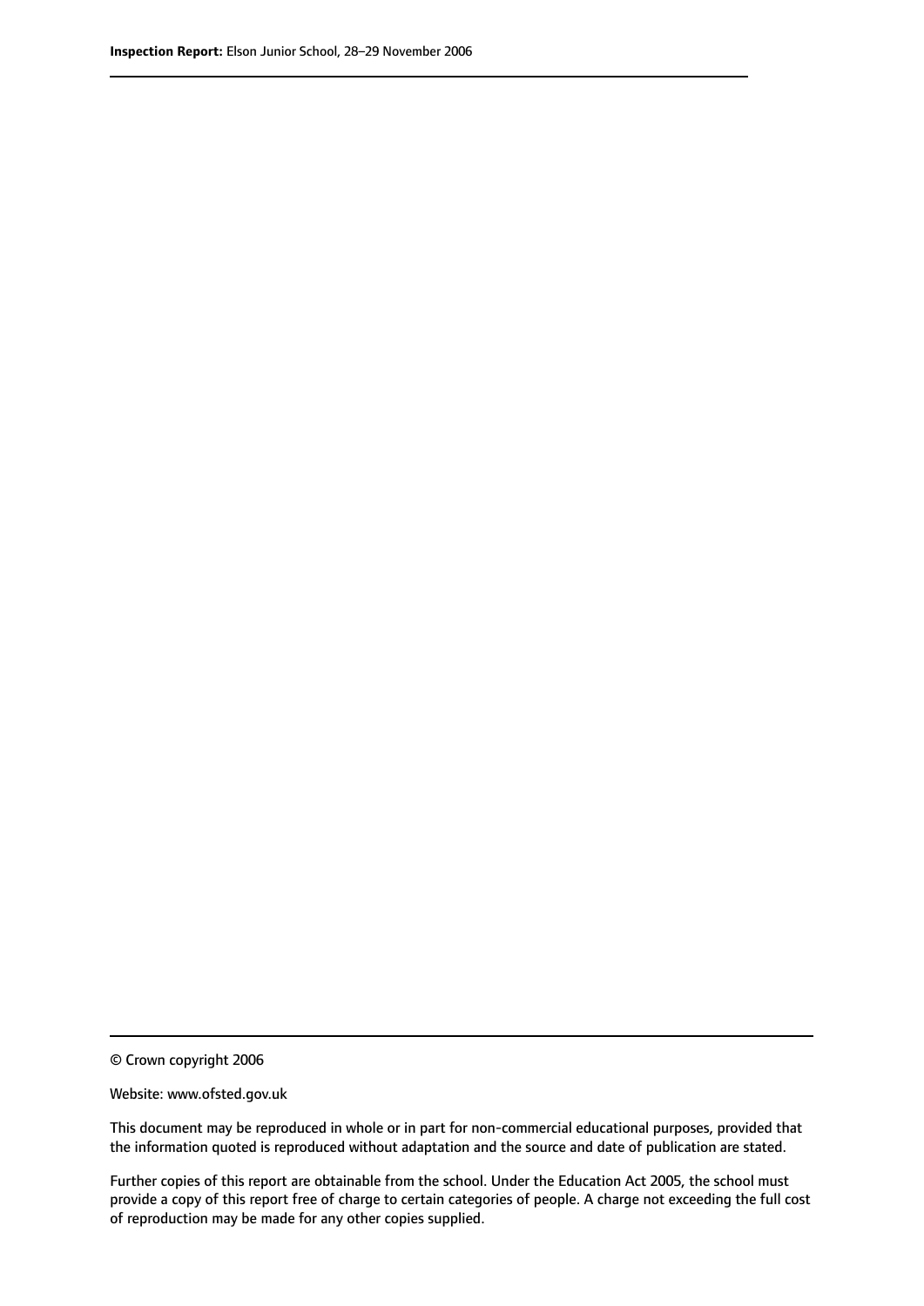© Crown copyright 2006

Website: www.ofsted.gov.uk

This document may be reproduced in whole or in part for non-commercial educational purposes, provided that the information quoted is reproduced without adaptation and the source and date of publication are stated.

Further copies of this report are obtainable from the school. Under the Education Act 2005, the school must provide a copy of this report free of charge to certain categories of people. A charge not exceeding the full cost of reproduction may be made for any other copies supplied.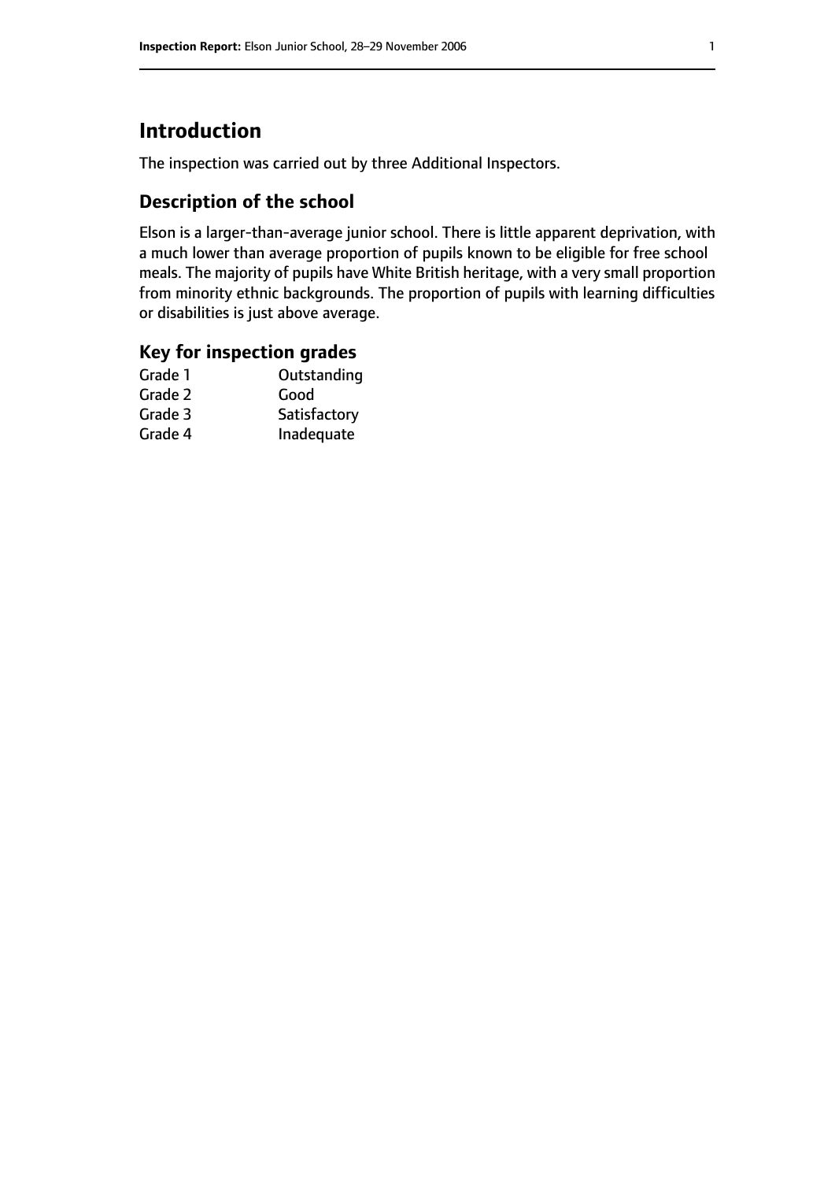# Introduction

The inspection was carried out by three Additional Inspectors.

## Description of the school

Elson is a larger-than-average junior school. There is little apparent deprivation, with a much lower than average proportion of pupils known to be eligible for free school meals. The majority of pupils have White British heritage, with a very small proportion from minority ethnic backgrounds. The proportion of pupils with learning difficulties or disabilities is just above average.

## Key for inspection grades

| | |
|---|---|
| Grade 1 | Outstanding |
| Grade 2 | Good |
| Grade 3 | Satisfactory |
| Grade 4 | Inadequate |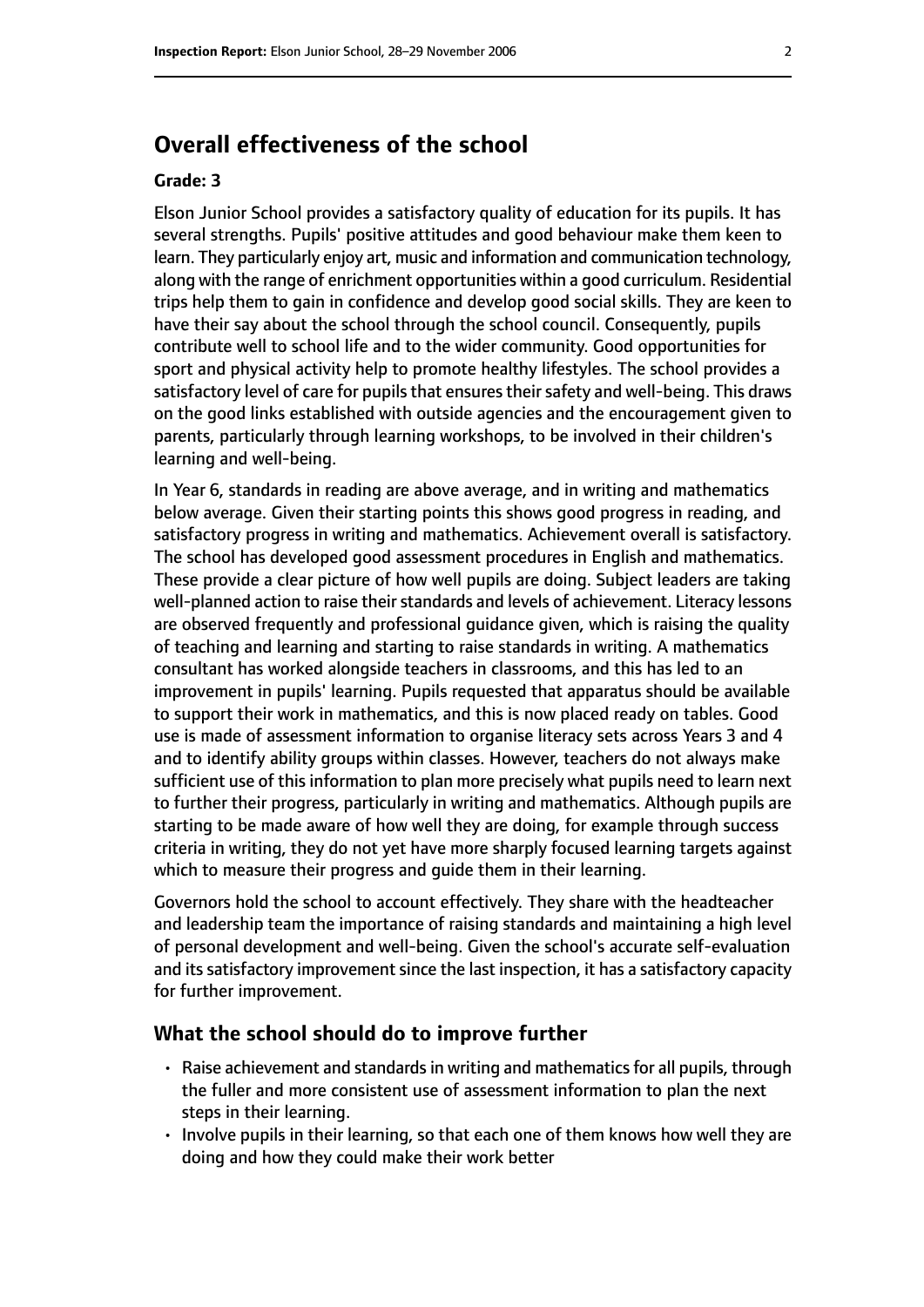## Overall effectiveness of the school

### Grade: 3

Elson Junior School provides a satisfactory quality of education for its pupils. It has several strengths. Pupils' positive attitudes and good behaviour make them keen to learn. They particularly enjoy art, music and information and communication technology, along with the range of enrichment opportunities within a good curriculum. Residential trips help them to gain in confidence and develop good social skills. They are keen to have their say about the school through the school council. Consequently, pupils contribute well to school life and to the wider community. Good opportunities for sport and physical activity help to promote healthy lifestyles. The school provides a satisfactory level of care for pupils that ensures their safety and well-being. This draws on the good links established with outside agencies and the encouragement given to parents, particularly through learning workshops, to be involved in their children's learning and well-being.

In Year 6, standards in reading are above average, and in writing and mathematics below average. Given their starting points this shows good progress in reading, and satisfactory progress in writing and mathematics. Achievement overall is satisfactory. The school has developed good assessment procedures in English and mathematics. These provide a clear picture of how well pupils are doing. Subject leaders are taking well-planned action to raise their standards and levels of achievement. Literacy lessons are observed frequently and professional guidance given, which is raising the quality of teaching and learning and starting to raise standards in writing. A mathematics consultant has worked alongside teachers in classrooms, and this has led to an improvement in pupils' learning. Pupils requested that apparatus should be available to support their work in mathematics, and this is now placed ready on tables. Good use is made of assessment information to organise literacy sets across Years 3 and 4 and to identify ability groups within classes. However, teachers do not always make sufficient use of this information to plan more precisely what pupils need to learn next to further their progress, particularly in writing and mathematics. Although pupils are starting to be made aware of how well they are doing, for example through success criteria in writing, they do not yet have more sharply focused learning targets against which to measure their progress and guide them in their learning.

Governors hold the school to account effectively. They share with the headteacher and leadership team the importance of raising standards and maintaining a high level of personal development and well-being. Given the school's accurate self-evaluation and its satisfactory improvement since the last inspection, it has a satisfactory capacity for further improvement.

### What the school should do to improve further

- Raise achievement and standards in writing and mathematics for all pupils, through the fuller and more consistent use of assessment information to plan the next steps in their learning.
- Involve pupils in their learning, so that each one of them knows how well they are doing and how they could make their work better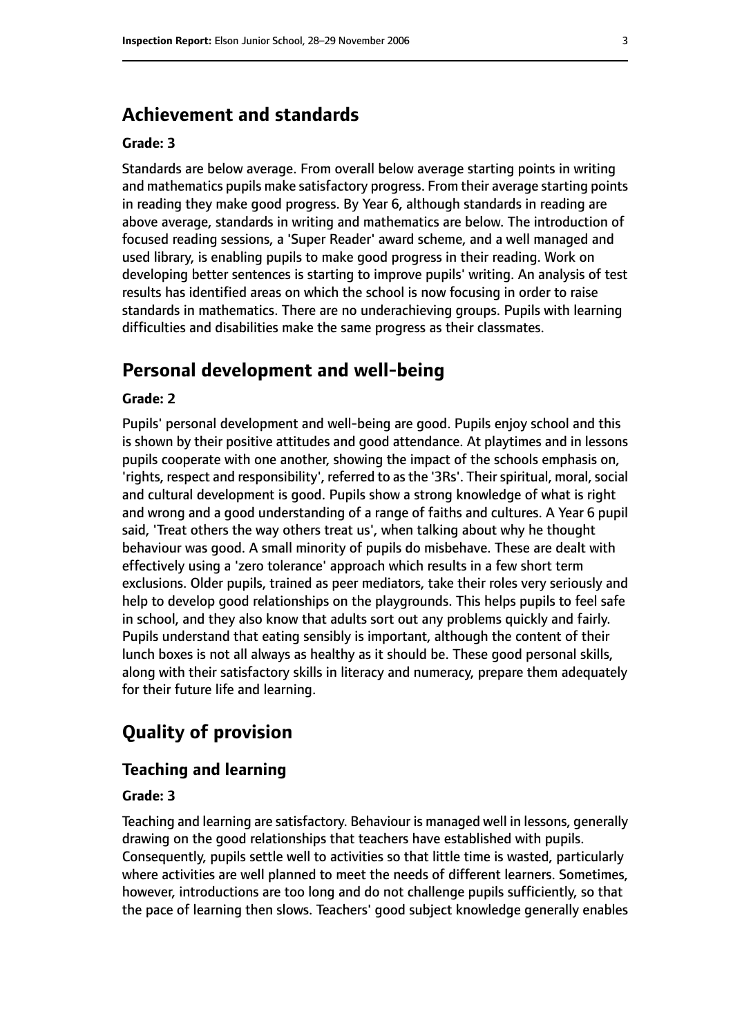## Achievement and standards

**Grade: 3**

Standards are below average. From overall below average starting points in writing and mathematics pupils make satisfactory progress. From their average starting points in reading they make good progress. By Year 6, although standards in reading are above average, standards in writing and mathematics are below. The introduction of focused reading sessions, a 'Super Reader' award scheme, and a well managed and used library, is enabling pupils to make good progress in their reading. Work on developing better sentences is starting to improve pupils' writing. An analysis of test results has identified areas on which the school is now focusing in order to raise standards in mathematics. There are no underachieving groups. Pupils with learning difficulties and disabilities make the same progress as their classmates.

## Personal development and well-being

**Grade: 2**

Pupils' personal development and well-being are good. Pupils enjoy school and this is shown by their positive attitudes and good attendance. At playtimes and in lessons pupils cooperate with one another, showing the impact of the schools emphasis on, 'rights, respect and responsibility', referred to as the '3Rs'. Their spiritual, moral, social and cultural development is good. Pupils show a strong knowledge of what is right and wrong and a good understanding of a range of faiths and cultures. A Year 6 pupil said, 'Treat others the way others treat us', when talking about why he thought behaviour was good. A small minority of pupils do misbehave. These are dealt with effectively using a 'zero tolerance' approach which results in a few short term exclusions. Older pupils, trained as peer mediators, take their roles very seriously and help to develop good relationships on the playgrounds. This helps pupils to feel safe in school, and they also know that adults sort out any problems quickly and fairly. Pupils understand that eating sensibly is important, although the content of their lunch boxes is not all always as healthy as it should be. These good personal skills, along with their satisfactory skills in literacy and numeracy, prepare them adequately for their future life and learning.

## Quality of provision

### Teaching and learning

**Grade: 3**

Teaching and learning are satisfactory. Behaviour is managed well in lessons, generally drawing on the good relationships that teachers have established with pupils. Consequently, pupils settle well to activities so that little time is wasted, particularly where activities are well planned to meet the needs of different learners. Sometimes, however, introductions are too long and do not challenge pupils sufficiently, so that the pace of learning then slows. Teachers' good subject knowledge generally enables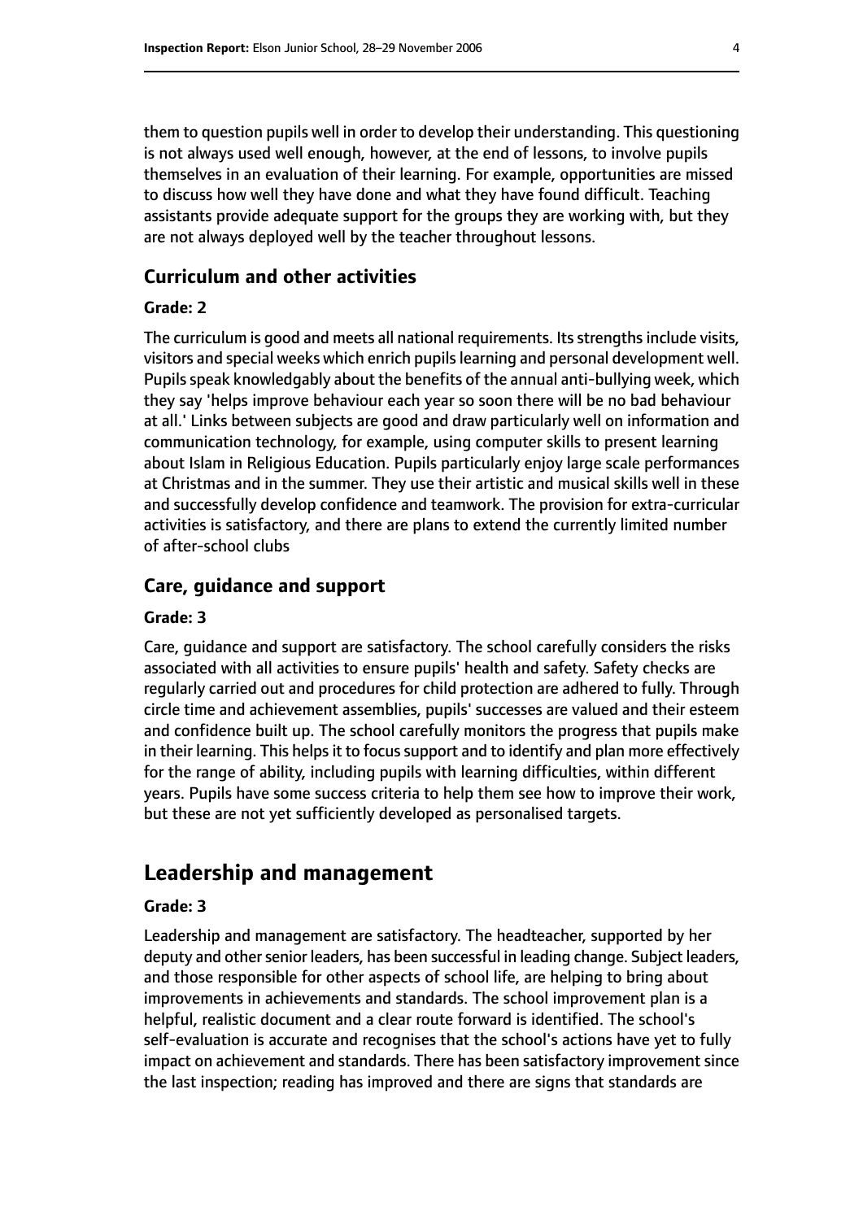them to question pupils well in order to develop their understanding. This questioning is not always used well enough, however, at the end of lessons, to involve pupils themselves in an evaluation of their learning. For example, opportunities are missed to discuss how well they have done and what they have found difficult. Teaching assistants provide adequate support for the groups they are working with, but they are not always deployed well by the teacher throughout lessons.

### Curriculum and other activities

#### Grade: 2

The curriculum is good and meets all national requirements. Its strengths include visits, visitors and special weeks which enrich pupils learning and personal development well. Pupils speak knowledgably about the benefits of the annual anti-bullying week, which they say 'helps improve behaviour each year so soon there will be no bad behaviour at all.' Links between subjects are good and draw particularly well on information and communication technology, for example, using computer skills to present learning about Islam in Religious Education. Pupils particularly enjoy large scale performances at Christmas and in the summer. They use their artistic and musical skills well in these and successfully develop confidence and teamwork. The provision for extra-curricular activities is satisfactory, and there are plans to extend the currently limited number of after-school clubs

### Care, guidance and support

#### Grade: 3

Care, guidance and support are satisfactory. The school carefully considers the risks associated with all activities to ensure pupils' health and safety. Safety checks are regularly carried out and procedures for child protection are adhered to fully. Through circle time and achievement assemblies, pupils' successes are valued and their esteem and confidence built up. The school carefully monitors the progress that pupils make in their learning. This helps it to focus support and to identify and plan more effectively for the range of ability, including pupils with learning difficulties, within different years. Pupils have some success criteria to help them see how to improve their work, but these are not yet sufficiently developed as personalised targets.

## Leadership and management

#### Grade: 3

Leadership and management are satisfactory. The headteacher, supported by her deputy and other senior leaders, has been successful in leading change. Subject leaders, and those responsible for other aspects of school life, are helping to bring about improvements in achievements and standards. The school improvement plan is a helpful, realistic document and a clear route forward is identified. The school's self-evaluation is accurate and recognises that the school's actions have yet to fully impact on achievement and standards. There has been satisfactory improvement since the last inspection; reading has improved and there are signs that standards are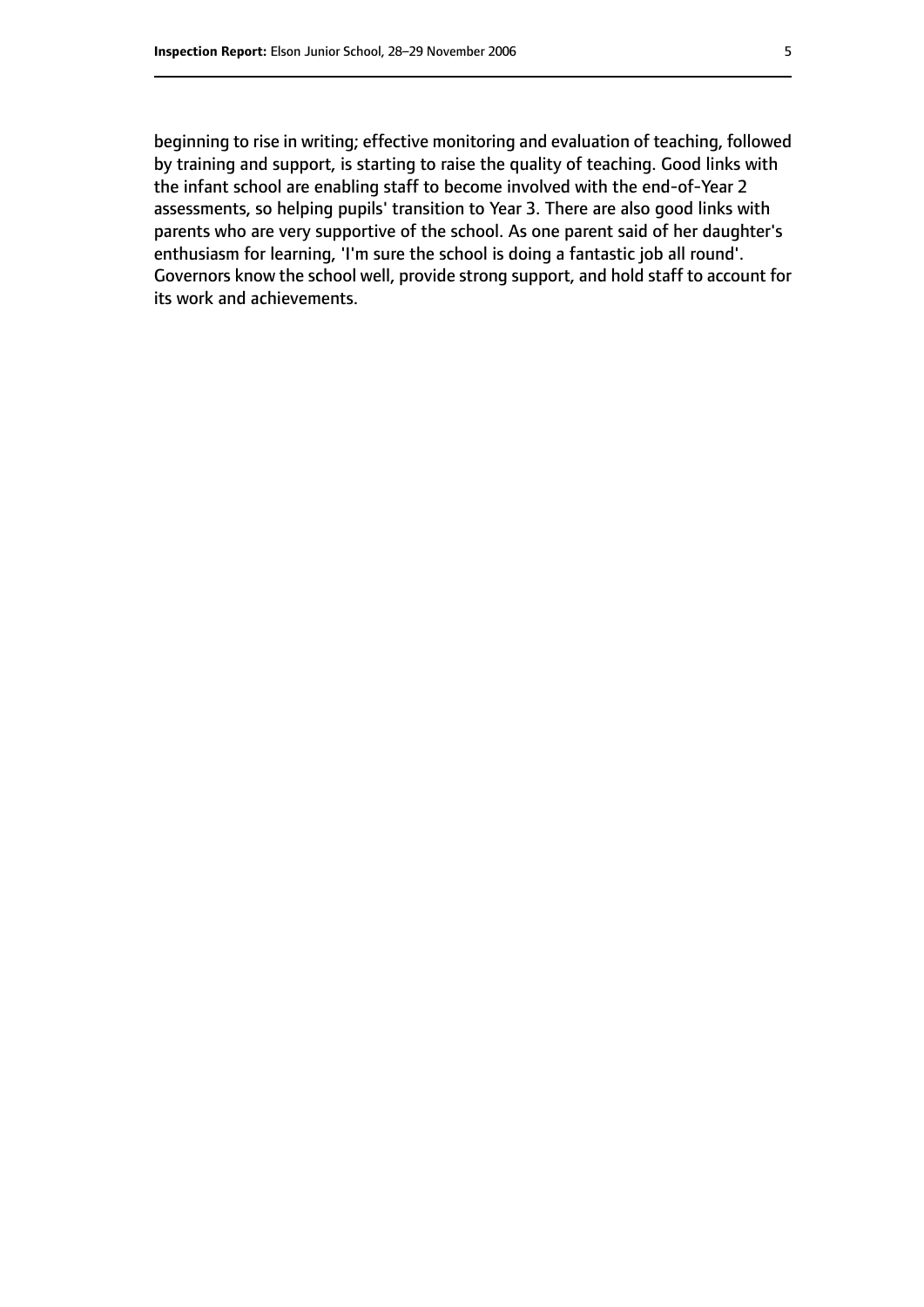beginning to rise in writing; effective monitoring and evaluation of teaching, followed by training and support, is starting to raise the quality of teaching. Good links with the infant school are enabling staff to become involved with the end-of-Year 2 assessments, so helping pupils' transition to Year 3. There are also good links with parents who are very supportive of the school. As one parent said of her daughter's enthusiasm for learning, 'I'm sure the school is doing a fantastic job all round'. Governors know the school well, provide strong support, and hold staff to account for its work and achievements.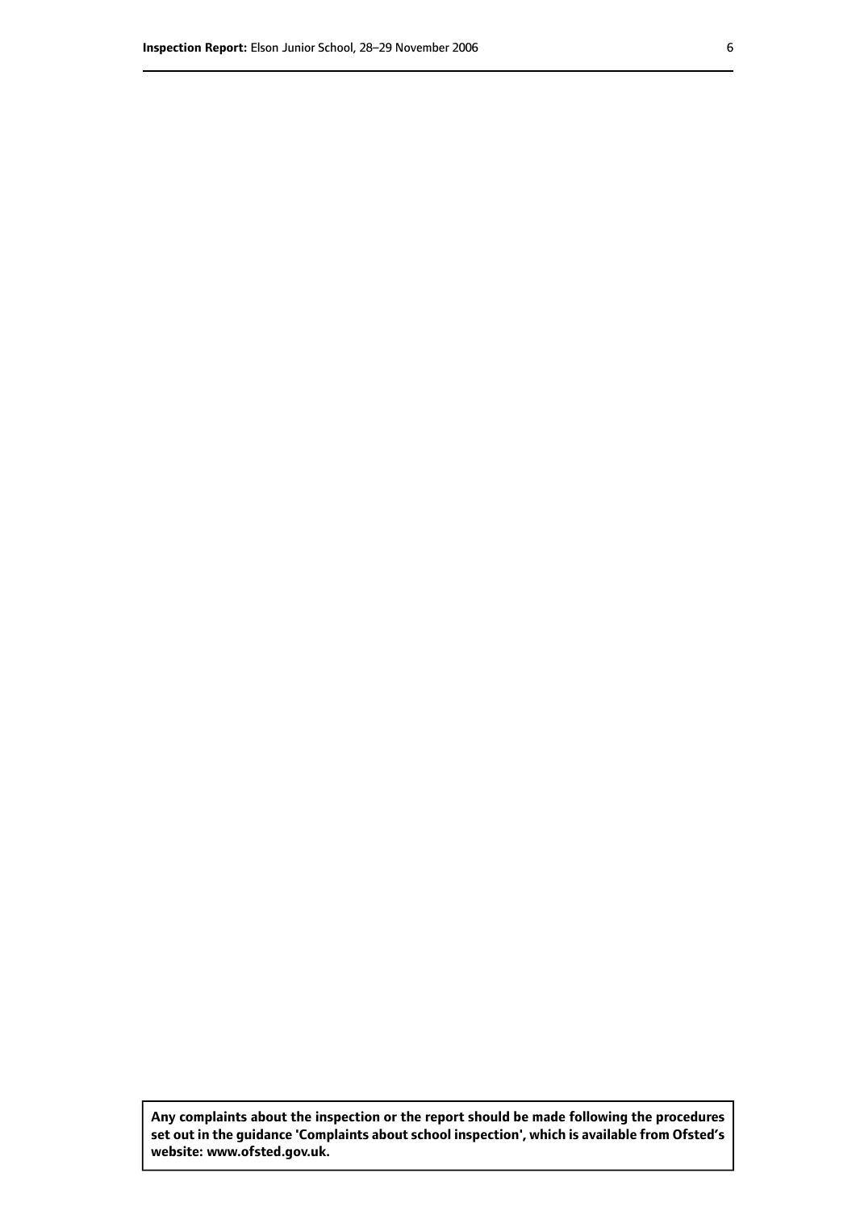**Any complaints about the inspection or the report should be made following the procedures set out in the guidance 'Complaints about school inspection', which is available from Ofsted's website: www.ofsted.gov.uk.**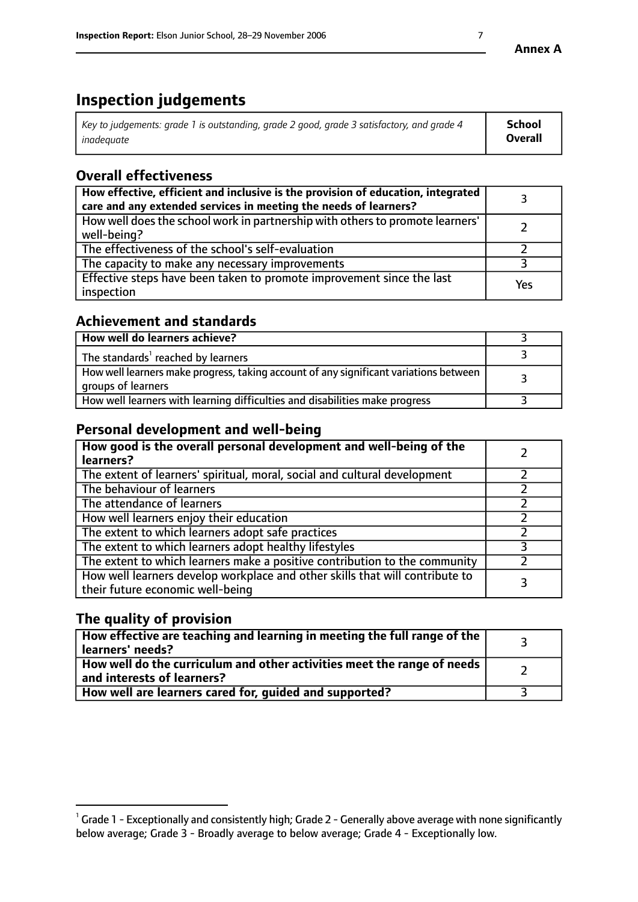Annex A

# Inspection judgements

| *Key to judgements: grade 1 is outstanding, grade 2 good, grade 3 satisfactory, and grade 4 inadequate* | **School Overall** |
|---|---|

## Overall effectiveness

| | |
|---|---|
| **How effective, efficient and inclusive is the provision of education, integrated care and any extended services in meeting the needs of learners?** | 3 |
| How well does the school work in partnership with others to promote learners' well-being? | 2 |
| The effectiveness of the school's self-evaluation | 2 |
| The capacity to make any necessary improvements | 3 |
| Effective steps have been taken to promote improvement since the last inspection | Yes |

## Achievement and standards

| | |
|---|---|
| **How well do learners achieve?** | 3 |
| The standards[1] reached by learners | 3 |
| How well learners make progress, taking account of any significant variations between groups of learners | 3 |
| How well learners with learning difficulties and disabilities make progress | 3 |

## Personal development and well-being

| | |
|---|---|
| **How good is the overall personal development and well-being of the learners?** | 2 |
| The extent of learners' spiritual, moral, social and cultural development | 2 |
| The behaviour of learners | 2 |
| The attendance of learners | 2 |
| How well learners enjoy their education | 2 |
| The extent to which learners adopt safe practices | 2 |
| The extent to which learners adopt healthy lifestyles | 3 |
| The extent to which learners make a positive contribution to the community | 2 |
| How well learners develop workplace and other skills that will contribute to their future economic well-being | 3 |

## The quality of provision

| | |
|---|---|
| **How effective are teaching and learning in meeting the full range of the learners' needs?** | 3 |
| **How well do the curriculum and other activities meet the range of needs and interests of learners?** | 2 |
| **How well are learners cared for, guided and supported?** | 3 |

[1] Grade 1 - Exceptionally and consistently high; Grade 2 - Generally above average with none significantly below average; Grade 3 - Broadly average to below average; Grade 4 - Exceptionally low.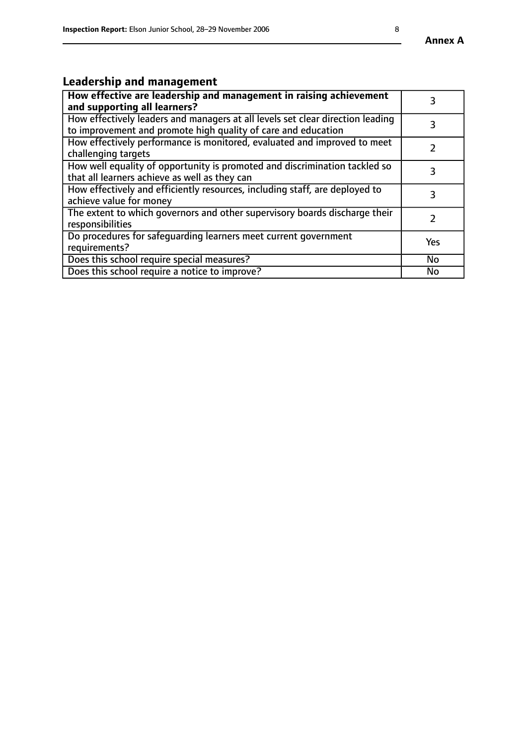## Leadership and management

| How effective are leadership and management in raising achievement and supporting all learners? | 3 |
|---|---|
| How effectively leaders and managers at all levels set clear direction leading to improvement and promote high quality of care and education | 3 |
| How effectively performance is monitored, evaluated and improved to meet challenging targets | 2 |
| How well equality of opportunity is promoted and discrimination tackled so that all learners achieve as well as they can | 3 |
| How effectively and efficiently resources, including staff, are deployed to achieve value for money | 3 |
| The extent to which governors and other supervisory boards discharge their responsibilities | 2 |
| Do procedures for safeguarding learners meet current government requirements? | Yes |
| Does this school require special measures? | No |
| Does this school require a notice to improve? | No |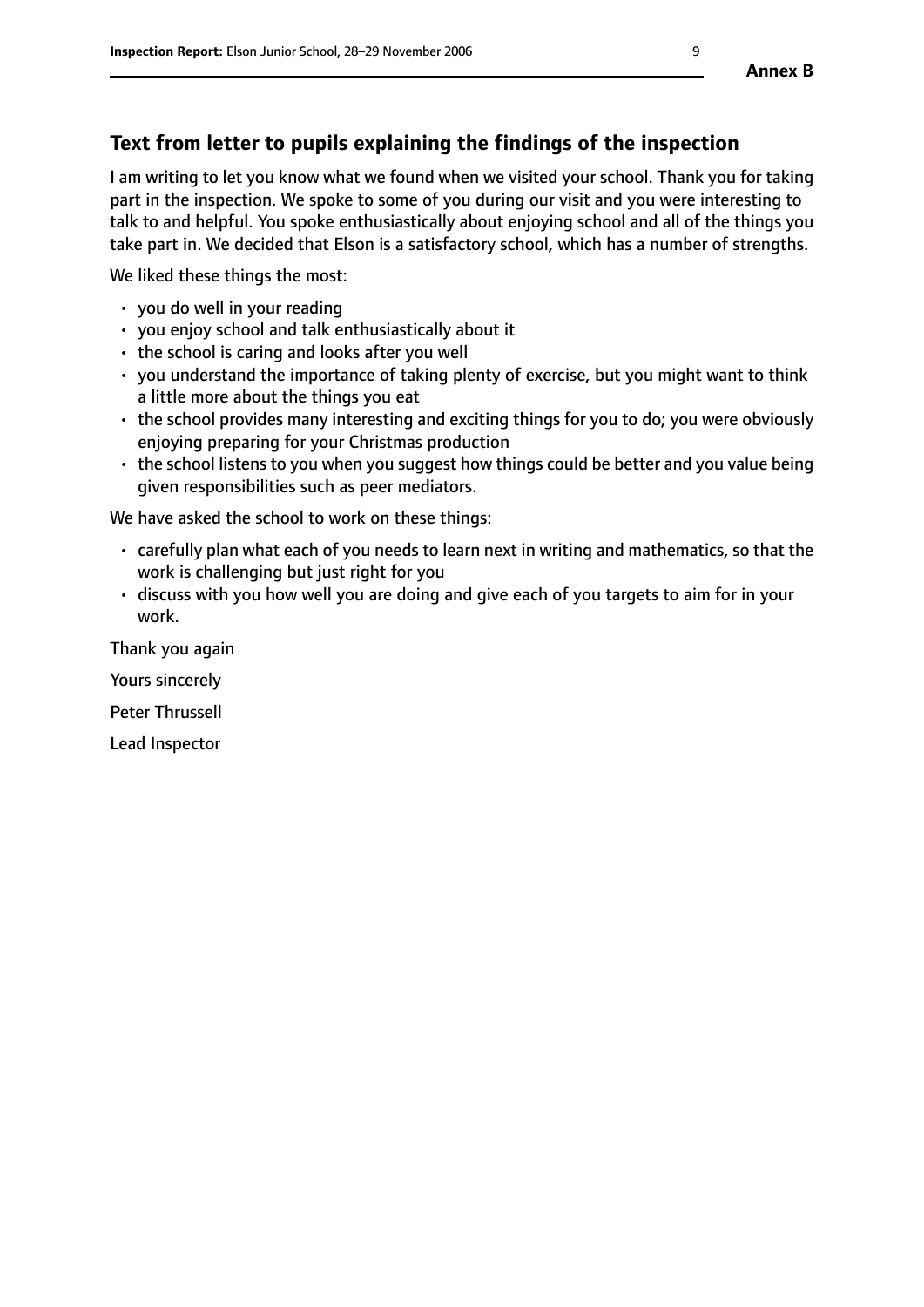## Text from letter to pupils explaining the findings of the inspection

I am writing to let you know what we found when we visited your school. Thank you for taking part in the inspection. We spoke to some of you during our visit and you were interesting to talk to and helpful. You spoke enthusiastically about enjoying school and all of the things you take part in. We decided that Elson is a satisfactory school, which has a number of strengths.

We liked these things the most:

- you do well in your reading
- you enjoy school and talk enthusiastically about it
- the school is caring and looks after you well
- you understand the importance of taking plenty of exercise, but you might want to think a little more about the things you eat
- the school provides many interesting and exciting things for you to do; you were obviously enjoying preparing for your Christmas production
- the school listens to you when you suggest how things could be better and you value being given responsibilities such as peer mediators.

We have asked the school to work on these things:

- carefully plan what each of you needs to learn next in writing and mathematics, so that the work is challenging but just right for you
- discuss with you how well you are doing and give each of you targets to aim for in your work.

Thank you again

Yours sincerely

Peter Thrussell

Lead Inspector